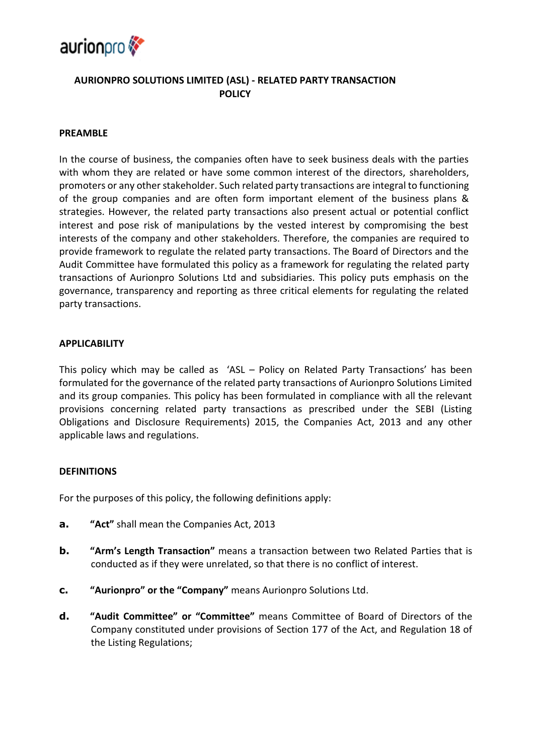# AURIONPRO SOLUTIONS LIMITED (ASL) - RELATED PARTY TRANSACTION POLICY

**PREAMBLE**

In the course of business, the companies often have to seek business deals with the parties with whom they are related or have some common interest of the directors, shareholders, promoters or any other stakeholder. Such related party transactions are integral to functioning of the group companies and are often form important element of the business plans & strategies. However, the related party transactions also present actual or potential conflict interest and pose risk of manipulations by the vested interest by compromising the best interests of the company and other stakeholders. Therefore, the companies are required to provide framework to regulate the related party transactions. The Board of Directors and the Audit Committee have formulated this policy as a framework for regulating the related party transactions of Aurionpro Solutions Ltd and subsidiaries. This policy puts emphasis on the governance, transparency and reporting as three critical elements for regulating the related party transactions.

**APPLICABILITY**

This policy which may be called as 'ASL – Policy on Related Party Transactions' has been formulated for the governance of the related party transactions of Aurionpro Solutions Limited and its group companies. This policy has been formulated in compliance with all the relevant provisions concerning related party transactions as prescribed under the SEBI (Listing Obligations and Disclosure Requirements) 2015, the Companies Act, 2013 and any other applicable laws and regulations.

**DEFINITIONS**

For the purposes of this policy, the following definitions apply:

**a.** **"Act"** shall mean the Companies Act, 2013

**b.** **"Arm's Length Transaction"** means a transaction between two Related Parties that is conducted as if they were unrelated, so that there is no conflict of interest.

**c.** **"Aurionpro" or the "Company"** means Aurionpro Solutions Ltd.

**d.** **"Audit Committee" or "Committee"** means Committee of Board of Directors of the Company constituted under provisions of Section 177 of the Act, and Regulation 18 of the Listing Regulations;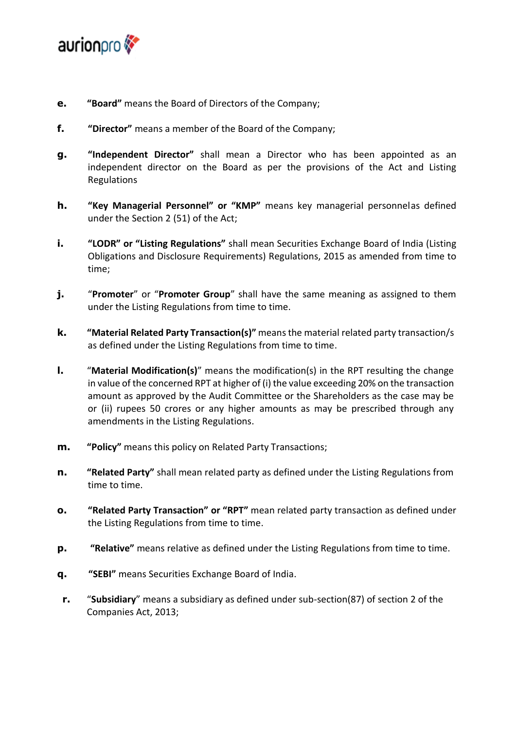e. **"Board"** means the Board of Directors of the Company;

f. **"Director"** means a member of the Board of the Company;

g. **"Independent Director"** shall mean a Director who has been appointed as an independent director on the Board as per the provisions of the Act and Listing Regulations

h. **"Key Managerial Personnel" or "KMP"** means key managerial personnelas defined under the Section 2 (51) of the Act;

i. **"LODR" or "Listing Regulations"** shall mean Securities Exchange Board of India (Listing Obligations and Disclosure Requirements) Regulations, 2015 as amended from time to time;

j. "**Promoter**" or "**Promoter Group**" shall have the same meaning as assigned to them under the Listing Regulations from time to time.

k. **"Material Related Party Transaction(s)"** means the material related party transaction/s as defined under the Listing Regulations from time to time.

l. "**Material Modification(s)**" means the modification(s) in the RPT resulting the change in value of the concerned RPT at higher of (i) the value exceeding 20% on the transaction amount as approved by the Audit Committee or the Shareholders as the case may be or (ii) rupees 50 crores or any higher amounts as may be prescribed through any amendments in the Listing Regulations.

m. **"Policy"** means this policy on Related Party Transactions;

n. **"Related Party"** shall mean related party as defined under the Listing Regulations from time to time.

o. **"Related Party Transaction" or "RPT"** mean related party transaction as defined under the Listing Regulations from time to time.

p. **"Relative"** means relative as defined under the Listing Regulations from time to time.

q. **"SEBI"** means Securities Exchange Board of India.

r. "**Subsidiary**" means a subsidiary as defined under sub-section(87) of section 2 of the Companies Act, 2013;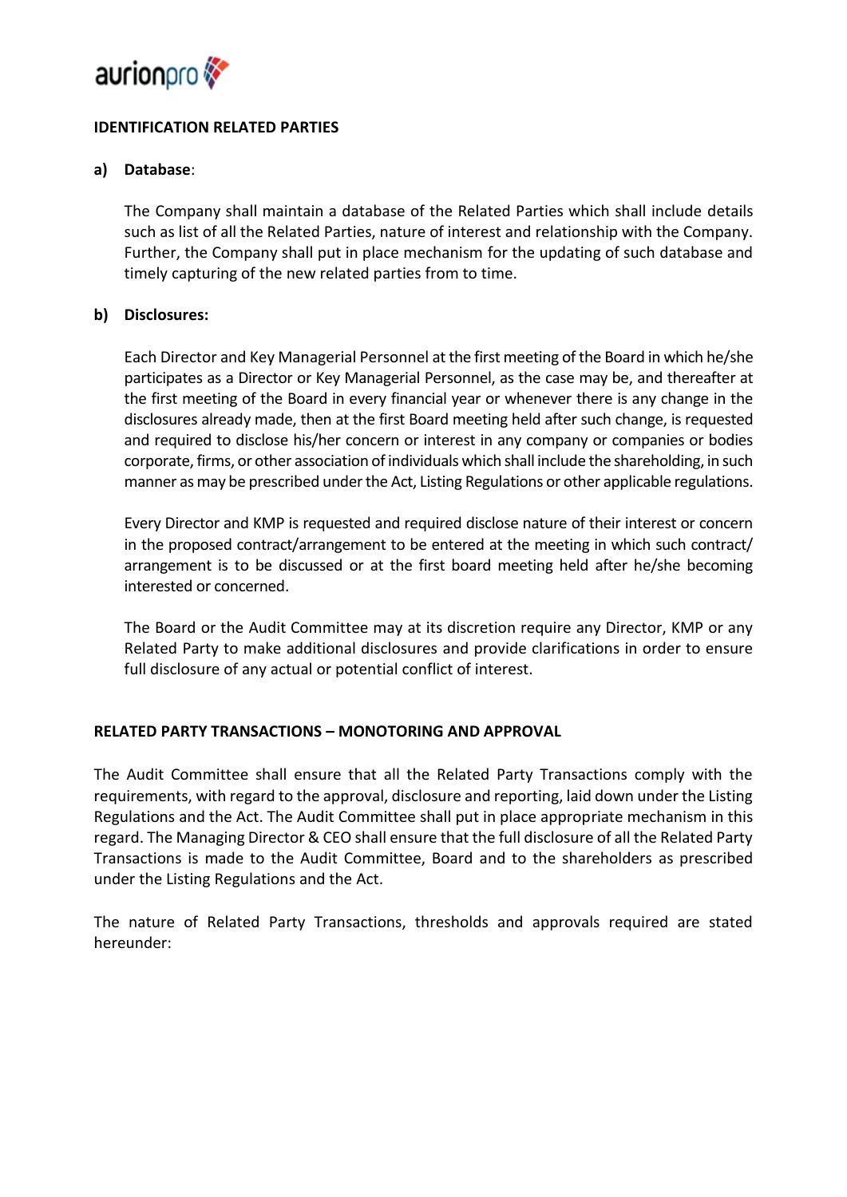## IDENTIFICATION RELATED PARTIES

**a) Database**:

The Company shall maintain a database of the Related Parties which shall include details such as list of all the Related Parties, nature of interest and relationship with the Company. Further, the Company shall put in place mechanism for the updating of such database and timely capturing of the new related parties from to time.

**b) Disclosures:**

Each Director and Key Managerial Personnel at the first meeting of the Board in which he/she participates as a Director or Key Managerial Personnel, as the case may be, and thereafter at the first meeting of the Board in every financial year or whenever there is any change in the disclosures already made, then at the first Board meeting held after such change, is requested and required to disclose his/her concern or interest in any company or companies or bodies corporate, firms, or other association of individuals which shall include the shareholding, in such manner as may be prescribed under the Act, Listing Regulations or other applicable regulations.

Every Director and KMP is requested and required disclose nature of their interest or concern in the proposed contract/arrangement to be entered at the meeting in which such contract/ arrangement is to be discussed or at the first board meeting held after he/she becoming interested or concerned.

The Board or the Audit Committee may at its discretion require any Director, KMP or any Related Party to make additional disclosures and provide clarifications in order to ensure full disclosure of any actual or potential conflict of interest.

## RELATED PARTY TRANSACTIONS – MONOTORING AND APPROVAL

The Audit Committee shall ensure that all the Related Party Transactions comply with the requirements, with regard to the approval, disclosure and reporting, laid down under the Listing Regulations and the Act. The Audit Committee shall put in place appropriate mechanism in this regard. The Managing Director & CEO shall ensure that the full disclosure of all the Related Party Transactions is made to the Audit Committee, Board and to the shareholders as prescribed under the Listing Regulations and the Act.

The nature of Related Party Transactions, thresholds and approvals required are stated hereunder: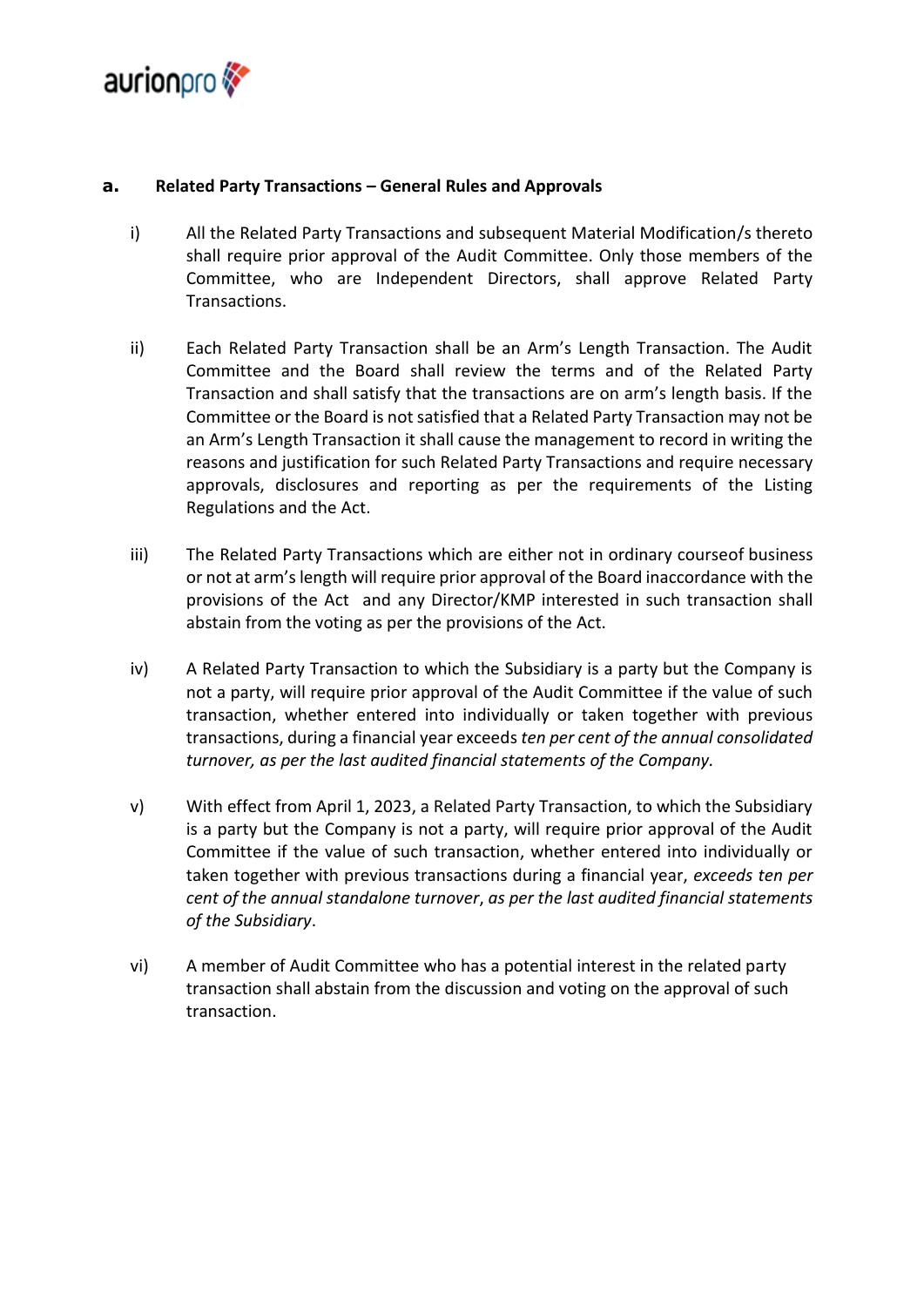## a. Related Party Transactions – General Rules and Approvals

i) All the Related Party Transactions and subsequent Material Modification/s thereto shall require prior approval of the Audit Committee. Only those members of the Committee, who are Independent Directors, shall approve Related Party Transactions.

ii) Each Related Party Transaction shall be an Arm's Length Transaction. The Audit Committee and the Board shall review the terms and of the Related Party Transaction and shall satisfy that the transactions are on arm's length basis. If the Committee or the Board is not satisfied that a Related Party Transaction may not be an Arm's Length Transaction it shall cause the management to record in writing the reasons and justification for such Related Party Transactions and require necessary approvals, disclosures and reporting as per the requirements of the Listing Regulations and the Act.

iii) The Related Party Transactions which are either not in ordinary courseof business or not at arm's length will require prior approval of the Board inaccordance with the provisions of the Act and any Director/KMP interested in such transaction shall abstain from the voting as per the provisions of the Act.

iv) A Related Party Transaction to which the Subsidiary is a party but the Company is not a party, will require prior approval of the Audit Committee if the value of such transaction, whether entered into individually or taken together with previous transactions, during a financial year exceeds *ten per cent of the annual consolidated turnover, as per the last audited financial statements of the Company.*

v) With effect from April 1, 2023, a Related Party Transaction, to which the Subsidiary is a party but the Company is not a party, will require prior approval of the Audit Committee if the value of such transaction, whether entered into individually or taken together with previous transactions during a financial year, *exceeds ten per cent of the annual standalone turnover*, *as per the last audited financial statements of the Subsidiary*.

vi) A member of Audit Committee who has a potential interest in the related party transaction shall abstain from the discussion and voting on the approval of such transaction.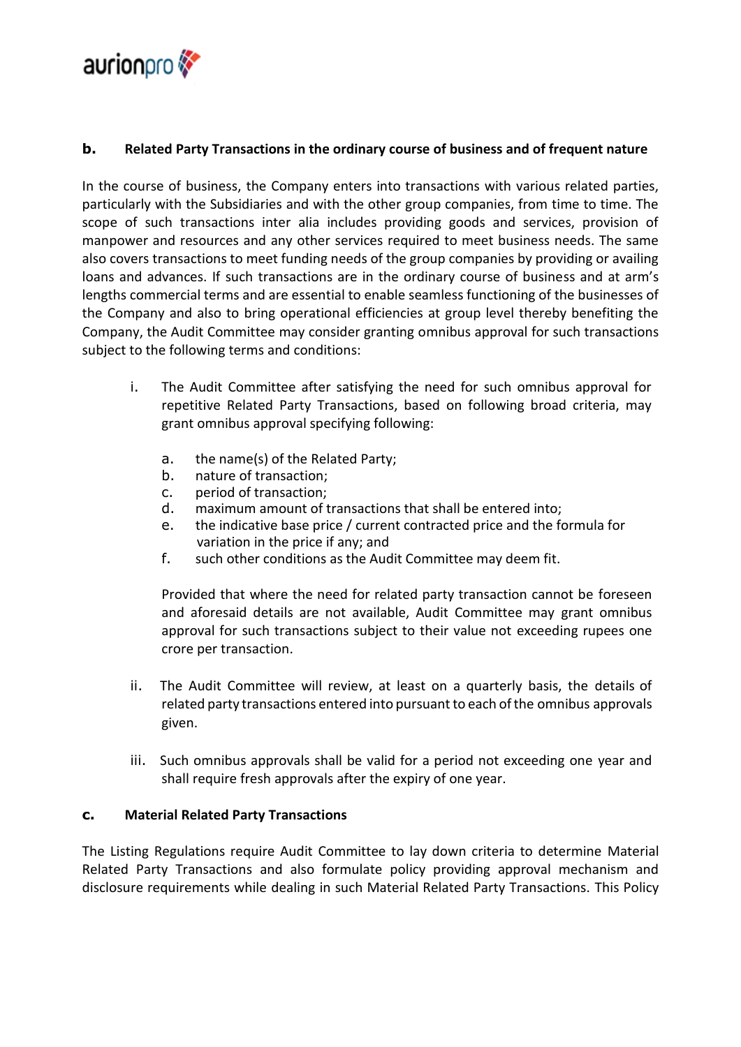### b. Related Party Transactions in the ordinary course of business and of frequent nature

In the course of business, the Company enters into transactions with various related parties, particularly with the Subsidiaries and with the other group companies, from time to time. The scope of such transactions inter alia includes providing goods and services, provision of manpower and resources and any other services required to meet business needs. The same also covers transactions to meet funding needs of the group companies by providing or availing loans and advances. If such transactions are in the ordinary course of business and at arm's lengths commercial terms and are essential to enable seamless functioning of the businesses of the Company and also to bring operational efficiencies at group level thereby benefiting the Company, the Audit Committee may consider granting omnibus approval for such transactions subject to the following terms and conditions:

i. The Audit Committee after satisfying the need for such omnibus approval for repetitive Related Party Transactions, based on following broad criteria, may grant omnibus approval specifying following:

   a. the name(s) of the Related Party;
   b. nature of transaction;
   c. period of transaction;
   d. maximum amount of transactions that shall be entered into;
   e. the indicative base price / current contracted price and the formula for variation in the price if any; and
   f. such other conditions as the Audit Committee may deem fit.

   Provided that where the need for related party transaction cannot be foreseen and aforesaid details are not available, Audit Committee may grant omnibus approval for such transactions subject to their value not exceeding rupees one crore per transaction.

ii. The Audit Committee will review, at least on a quarterly basis, the details of related party transactions entered into pursuant to each of the omnibus approvals given.

iii. Such omnibus approvals shall be valid for a period not exceeding one year and shall require fresh approvals after the expiry of one year.

### c. Material Related Party Transactions

The Listing Regulations require Audit Committee to lay down criteria to determine Material Related Party Transactions and also formulate policy providing approval mechanism and disclosure requirements while dealing in such Material Related Party Transactions. This Policy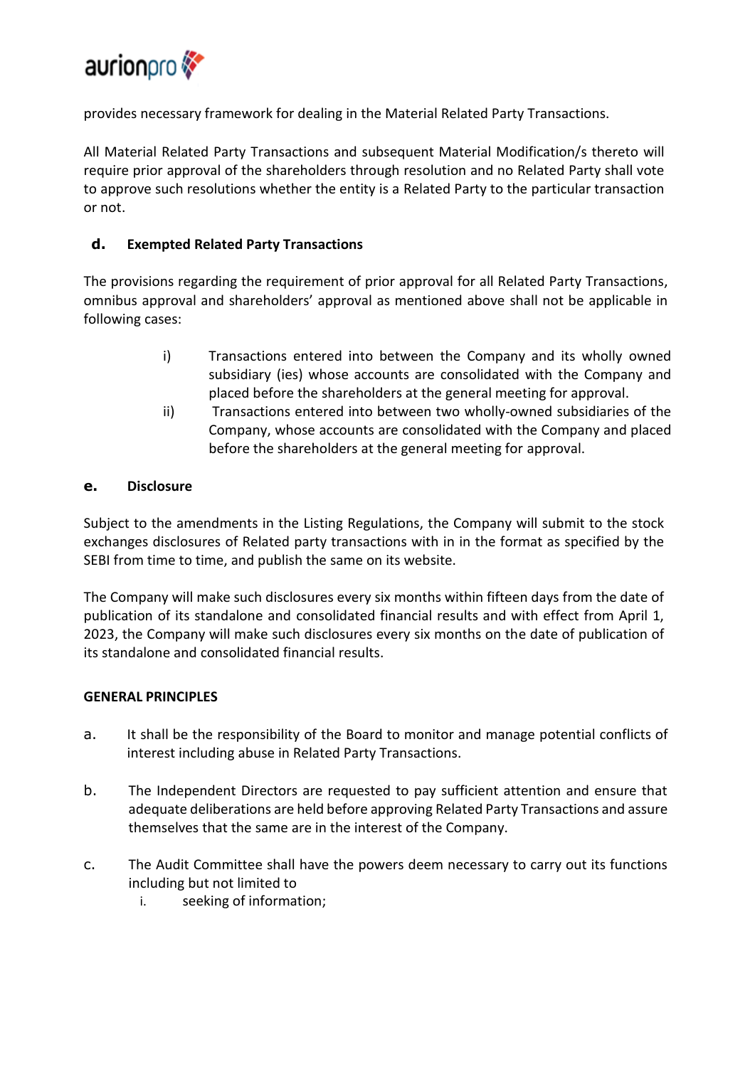provides necessary framework for dealing in the Material Related Party Transactions.

All Material Related Party Transactions and subsequent Material Modification/s thereto will require prior approval of the shareholders through resolution and no Related Party shall vote to approve such resolutions whether the entity is a Related Party to the particular transaction or not.

### d. Exempted Related Party Transactions

The provisions regarding the requirement of prior approval for all Related Party Transactions, omnibus approval and shareholders' approval as mentioned above shall not be applicable in following cases:

i) Transactions entered into between the Company and its wholly owned subsidiary (ies) whose accounts are consolidated with the Company and placed before the shareholders at the general meeting for approval.

ii) Transactions entered into between two wholly-owned subsidiaries of the Company, whose accounts are consolidated with the Company and placed before the shareholders at the general meeting for approval.

### e. Disclosure

Subject to the amendments in the Listing Regulations, the Company will submit to the stock exchanges disclosures of Related party transactions with in in the format as specified by the SEBI from time to time, and publish the same on its website.

The Company will make such disclosures every six months within fifteen days from the date of publication of its standalone and consolidated financial results and with effect from April 1, 2023, the Company will make such disclosures every six months on the date of publication of its standalone and consolidated financial results.

## GENERAL PRINCIPLES

a. It shall be the responsibility of the Board to monitor and manage potential conflicts of interest including abuse in Related Party Transactions.

b. The Independent Directors are requested to pay sufficient attention and ensure that adequate deliberations are held before approving Related Party Transactions and assure themselves that the same are in the interest of the Company.

c. The Audit Committee shall have the powers deem necessary to carry out its functions including but not limited to

   i. seeking of information;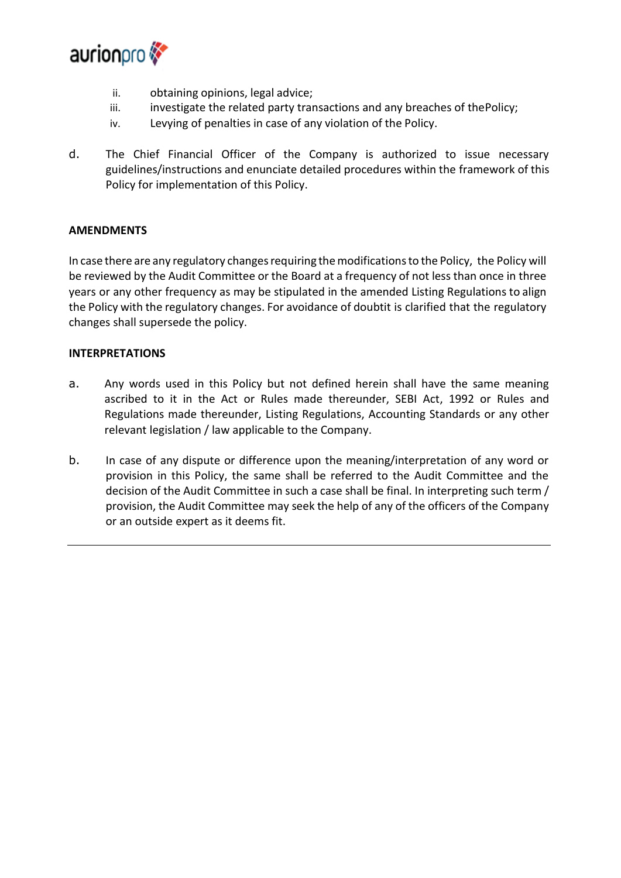ii. obtaining opinions, legal advice;
iii. investigate the related party transactions and any breaches of thePolicy;
iv. Levying of penalties in case of any violation of the Policy.

d. The Chief Financial Officer of the Company is authorized to issue necessary guidelines/instructions and enunciate detailed procedures within the framework of this Policy for implementation of this Policy.

**AMENDMENTS**

In case there are any regulatory changes requiring the modifications to the Policy, the Policy will be reviewed by the Audit Committee or the Board at a frequency of not less than once in three years or any other frequency as may be stipulated in the amended Listing Regulations to align the Policy with the regulatory changes. For avoidance of doubtit is clarified that the regulatory changes shall supersede the policy.

**INTERPRETATIONS**

a. Any words used in this Policy but not defined herein shall have the same meaning ascribed to it in the Act or Rules made thereunder, SEBI Act, 1992 or Rules and Regulations made thereunder, Listing Regulations, Accounting Standards or any other relevant legislation / law applicable to the Company.

b. In case of any dispute or difference upon the meaning/interpretation of any word or provision in this Policy, the same shall be referred to the Audit Committee and the decision of the Audit Committee in such a case shall be final. In interpreting such term / provision, the Audit Committee may seek the help of any of the officers of the Company or an outside expert as it deems fit.